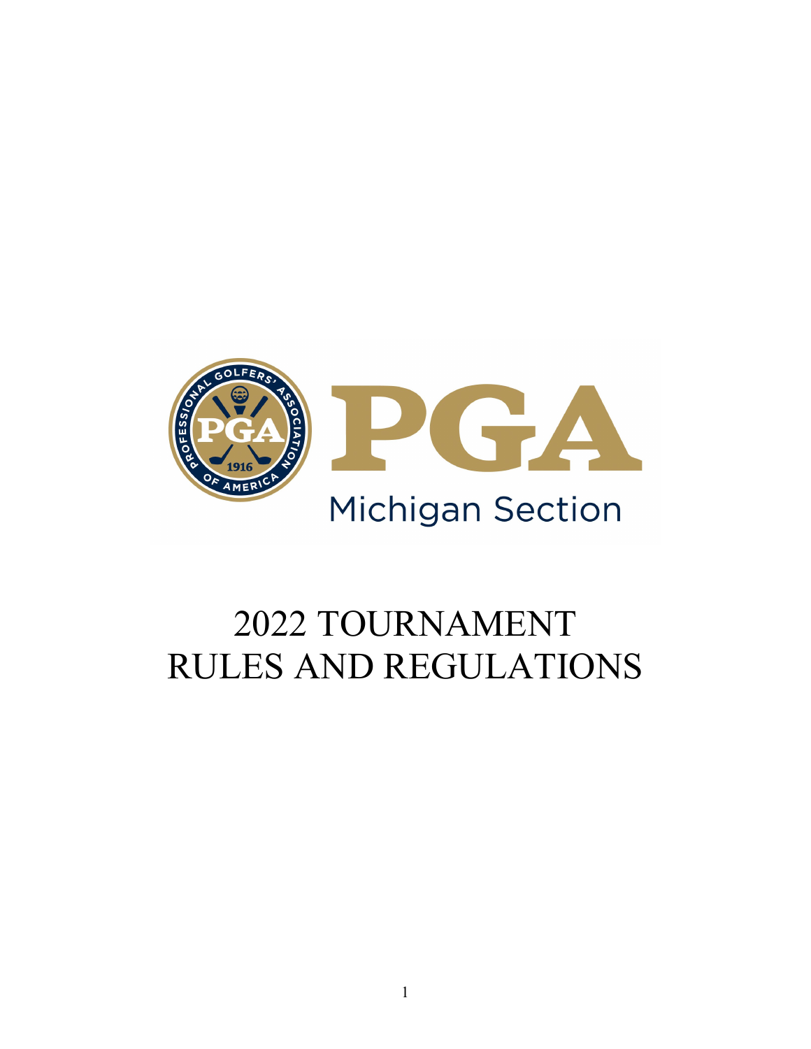PGA

Michigan Section

# 2022 TOURNAMENT RULES AND REGULATIONS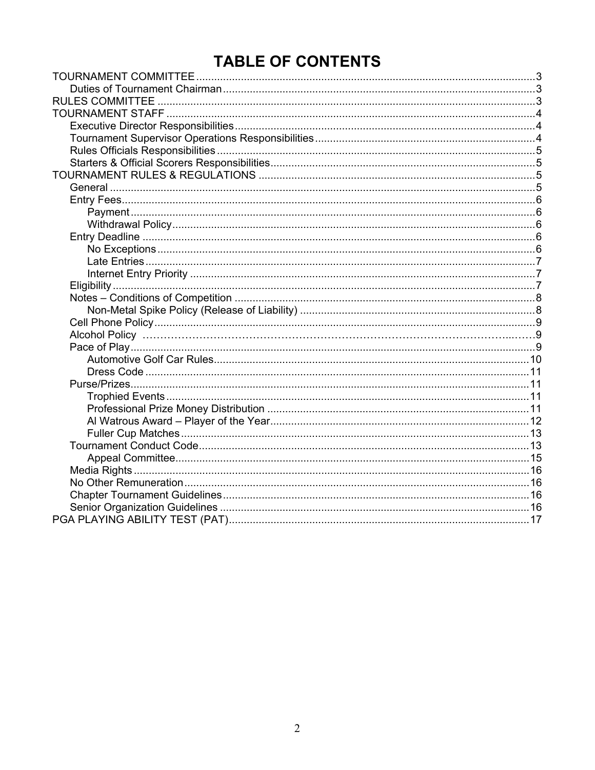# TABLE OF CONTENTS

- TOURNAMENT COMMITTEE ....................................................................... 3
  - Duties of Tournament Chairman ........................................................ 3
- RULES COMMITTEE ............................................................................... 3
- TOURNAMENT STAFF ............................................................................. 4
  - Executive Director Responsibilities ..................................................... 4
  - Tournament Supervisor Operations Responsibilities ............................ 4
  - Rules Officials Responsibilities ............................................................ 5
  - Starters & Official Scorers Responsibilities .......................................... 5
- TOURNAMENT RULES & REGULATIONS .................................................. 5
  - General ............................................................................................... 5
  - Entry Fees ........................................................................................... 6
    - Payment ........................................................................................ 6
    - Withdrawal Policy ........................................................................... 6
  - Entry Deadline ..................................................................................... 6
    - No Exceptions ................................................................................. 6
    - Late Entries .................................................................................... 7
    - Internet Entry Priority ...................................................................... 7
  - Eligibility ............................................................................................. 7
  - Notes – Conditions of Competition ....................................................... 8
    - Non-Metal Spike Policy (Release of Liability) ...................................... 8
  - Cell Phone Policy ................................................................................. 9
  - Alcohol Policy ...................................................................................... 9
  - Pace of Play ........................................................................................ 9
    - Automotive Golf Car Rules ............................................................. 10
    - Dress Code ................................................................................... 11
  - Purse/Prizes ...................................................................................... 11
    - Trophied Events ............................................................................ 11
    - Professional Prize Money Distribution ............................................. 11
    - Al Watrous Award – Player of the Year ............................................ 12
    - Fuller Cup Matches ........................................................................ 13
  - Tournament Conduct Code ................................................................. 13
    - Appeal Committee .......................................................................... 15
  - Media Rights ...................................................................................... 16
  - No Other Remuneration ...................................................................... 16
  - Chapter Tournament Guidelines .......................................................... 16
  - Senior Organization Guidelines ........................................................... 16
- PGA PLAYING ABILITY TEST (PAT) ......................................................... 17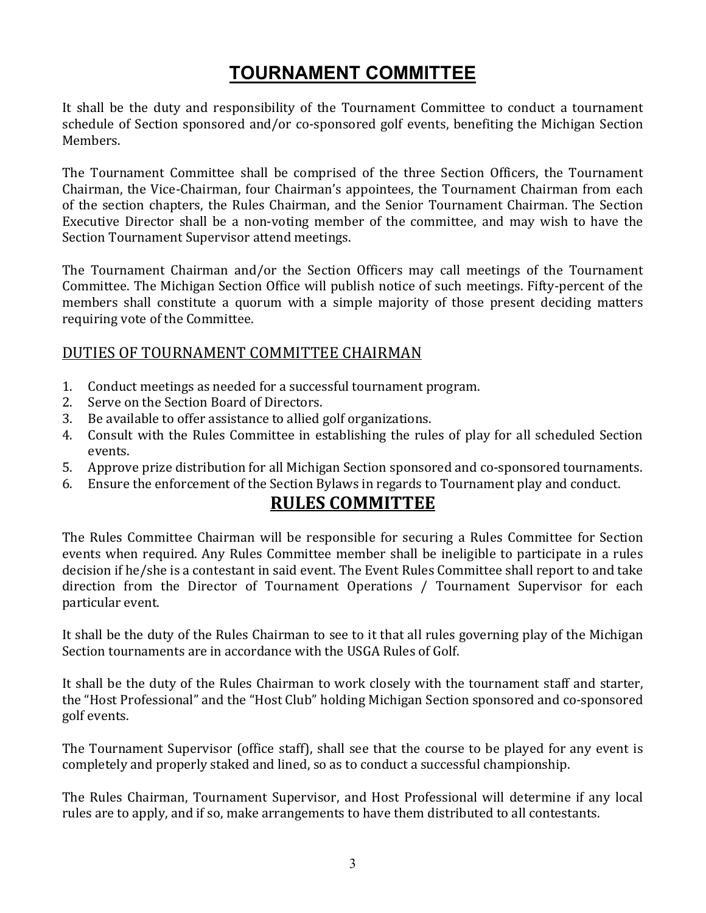# TOURNAMENT COMMITTEE

It shall be the duty and responsibility of the Tournament Committee to conduct a tournament schedule of Section sponsored and/or co-sponsored golf events, benefiting the Michigan Section Members.

The Tournament Committee shall be comprised of the three Section Officers, the Tournament Chairman, the Vice-Chairman, four Chairman's appointees, the Tournament Chairman from each of the section chapters, the Rules Chairman, and the Senior Tournament Chairman. The Section Executive Director shall be a non-voting member of the committee, and may wish to have the Section Tournament Supervisor attend meetings.

The Tournament Chairman and/or the Section Officers may call meetings of the Tournament Committee. The Michigan Section Office will publish notice of such meetings. Fifty-percent of the members shall constitute a quorum with a simple majority of those present deciding matters requiring vote of the Committee.

## DUTIES OF TOURNAMENT COMMITTEE CHAIRMAN

1. Conduct meetings as needed for a successful tournament program.
2. Serve on the Section Board of Directors.
3. Be available to offer assistance to allied golf organizations.
4. Consult with the Rules Committee in establishing the rules of play for all scheduled Section events.
5. Approve prize distribution for all Michigan Section sponsored and co-sponsored tournaments.
6. Ensure the enforcement of the Section Bylaws in regards to Tournament play and conduct.

# RULES COMMITTEE

The Rules Committee Chairman will be responsible for securing a Rules Committee for Section events when required. Any Rules Committee member shall be ineligible to participate in a rules decision if he/she is a contestant in said event. The Event Rules Committee shall report to and take direction from the Director of Tournament Operations / Tournament Supervisor for each particular event.

It shall be the duty of the Rules Chairman to see to it that all rules governing play of the Michigan Section tournaments are in accordance with the USGA Rules of Golf.

It shall be the duty of the Rules Chairman to work closely with the tournament staff and starter, the "Host Professional" and the "Host Club" holding Michigan Section sponsored and co-sponsored golf events.

The Tournament Supervisor (office staff), shall see that the course to be played for any event is completely and properly staked and lined, so as to conduct a successful championship.

The Rules Chairman, Tournament Supervisor, and Host Professional will determine if any local rules are to apply, and if so, make arrangements to have them distributed to all contestants.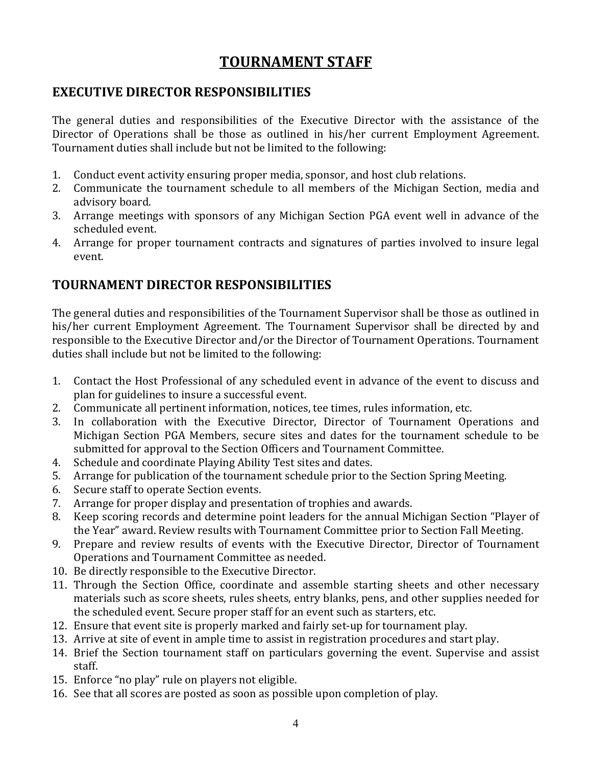# TOURNAMENT STAFF

## EXECUTIVE DIRECTOR RESPONSIBILITIES

The general duties and responsibilities of the Executive Director with the assistance of the Director of Operations shall be those as outlined in his/her current Employment Agreement. Tournament duties shall include but not be limited to the following:

1. Conduct event activity ensuring proper media, sponsor, and host club relations.
2. Communicate the tournament schedule to all members of the Michigan Section, media and advisory board.
3. Arrange meetings with sponsors of any Michigan Section PGA event well in advance of the scheduled event.
4. Arrange for proper tournament contracts and signatures of parties involved to insure legal event.

## TOURNAMENT DIRECTOR RESPONSIBILITIES

The general duties and responsibilities of the Tournament Supervisor shall be those as outlined in his/her current Employment Agreement. The Tournament Supervisor shall be directed by and responsible to the Executive Director and/or the Director of Tournament Operations. Tournament duties shall include but not be limited to the following:

1. Contact the Host Professional of any scheduled event in advance of the event to discuss and plan for guidelines to insure a successful event.
2. Communicate all pertinent information, notices, tee times, rules information, etc.
3. In collaboration with the Executive Director, Director of Tournament Operations and Michigan Section PGA Members, secure sites and dates for the tournament schedule to be submitted for approval to the Section Officers and Tournament Committee.
4. Schedule and coordinate Playing Ability Test sites and dates.
5. Arrange for publication of the tournament schedule prior to the Section Spring Meeting.
6. Secure staff to operate Section events.
7. Arrange for proper display and presentation of trophies and awards.
8. Keep scoring records and determine point leaders for the annual Michigan Section "Player of the Year" award. Review results with Tournament Committee prior to Section Fall Meeting.
9. Prepare and review results of events with the Executive Director, Director of Tournament Operations and Tournament Committee as needed.
10. Be directly responsible to the Executive Director.
11. Through the Section Office, coordinate and assemble starting sheets and other necessary materials such as score sheets, rules sheets, entry blanks, pens, and other supplies needed for the scheduled event. Secure proper staff for an event such as starters, etc.
12. Ensure that event site is properly marked and fairly set-up for tournament play.
13. Arrive at site of event in ample time to assist in registration procedures and start play.
14. Brief the Section tournament staff on particulars governing the event. Supervise and assist staff.
15. Enforce "no play" rule on players not eligible.
16. See that all scores are posted as soon as possible upon completion of play.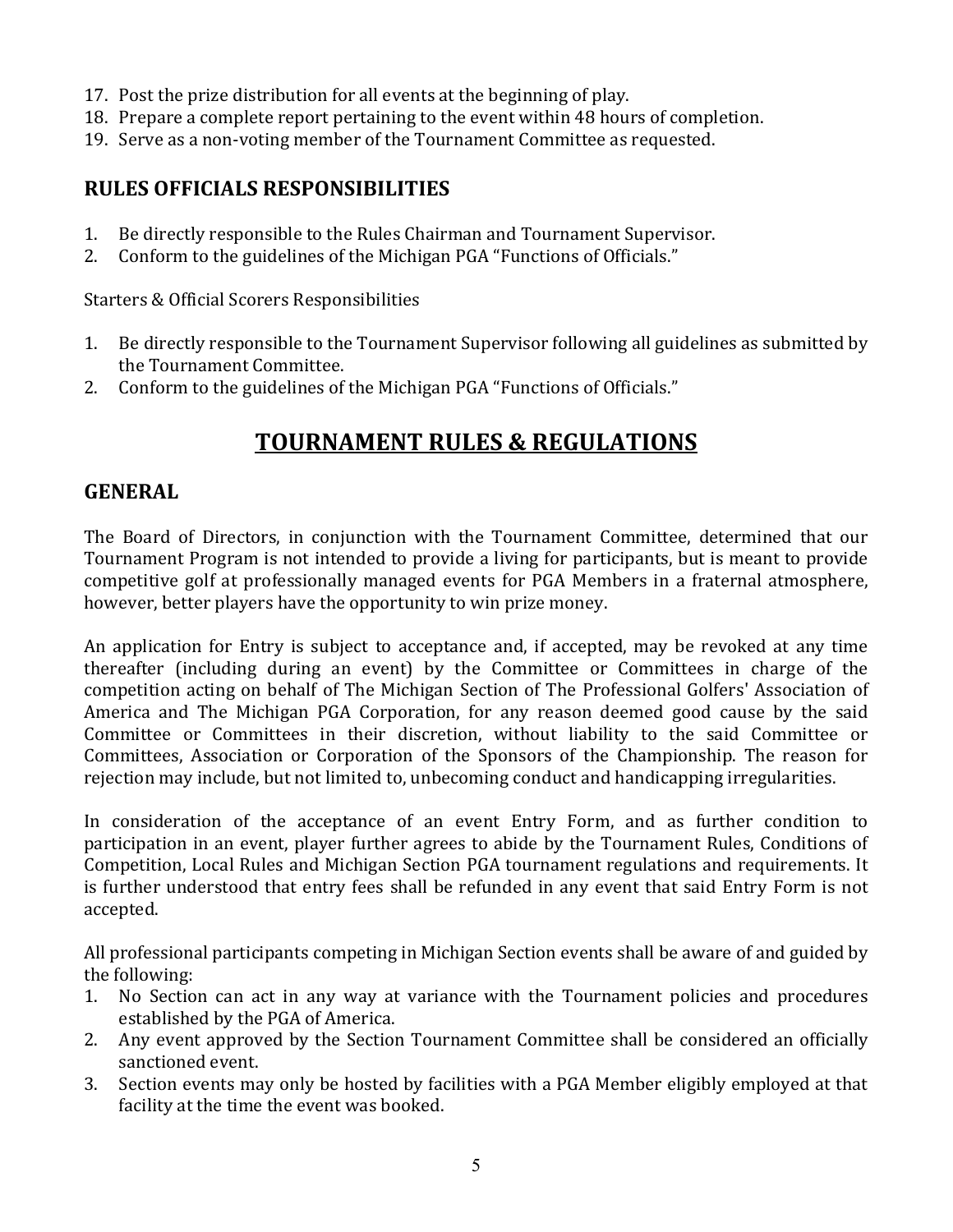17. Post the prize distribution for all events at the beginning of play.
18. Prepare a complete report pertaining to the event within 48 hours of completion.
19. Serve as a non-voting member of the Tournament Committee as requested.

### RULES OFFICIALS RESPONSIBILITIES

1. Be directly responsible to the Rules Chairman and Tournament Supervisor.
2. Conform to the guidelines of the Michigan PGA "Functions of Officials."

Starters & Official Scorers Responsibilities

1. Be directly responsible to the Tournament Supervisor following all guidelines as submitted by the Tournament Committee.
2. Conform to the guidelines of the Michigan PGA "Functions of Officials."

## TOURNAMENT RULES & REGULATIONS

### GENERAL

The Board of Directors, in conjunction with the Tournament Committee, determined that our Tournament Program is not intended to provide a living for participants, but is meant to provide competitive golf at professionally managed events for PGA Members in a fraternal atmosphere, however, better players have the opportunity to win prize money.

An application for Entry is subject to acceptance and, if accepted, may be revoked at any time thereafter (including during an event) by the Committee or Committees in charge of the competition acting on behalf of The Michigan Section of The Professional Golfers' Association of America and The Michigan PGA Corporation, for any reason deemed good cause by the said Committee or Committees in their discretion, without liability to the said Committee or Committees, Association or Corporation of the Sponsors of the Championship. The reason for rejection may include, but not limited to, unbecoming conduct and handicapping irregularities.

In consideration of the acceptance of an event Entry Form, and as further condition to participation in an event, player further agrees to abide by the Tournament Rules, Conditions of Competition, Local Rules and Michigan Section PGA tournament regulations and requirements. It is further understood that entry fees shall be refunded in any event that said Entry Form is not accepted.

All professional participants competing in Michigan Section events shall be aware of and guided by the following:

1. No Section can act in any way at variance with the Tournament policies and procedures established by the PGA of America.
2. Any event approved by the Section Tournament Committee shall be considered an officially sanctioned event.
3. Section events may only be hosted by facilities with a PGA Member eligibly employed at that facility at the time the event was booked.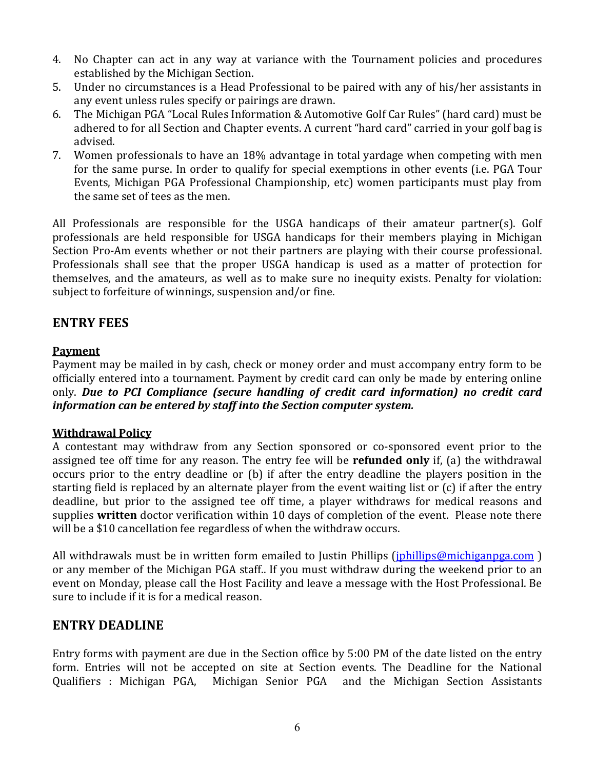4. No Chapter can act in any way at variance with the Tournament policies and procedures established by the Michigan Section.
5. Under no circumstances is a Head Professional to be paired with any of his/her assistants in any event unless rules specify or pairings are drawn.
6. The Michigan PGA "Local Rules Information & Automotive Golf Car Rules" (hard card) must be adhered to for all Section and Chapter events. A current "hard card" carried in your golf bag is advised.
7. Women professionals to have an 18% advantage in total yardage when competing with men for the same purse. In order to qualify for special exemptions in other events (i.e. PGA Tour Events, Michigan PGA Professional Championship, etc) women participants must play from the same set of tees as the men.

All Professionals are responsible for the USGA handicaps of their amateur partner(s). Golf professionals are held responsible for USGA handicaps for their members playing in Michigan Section Pro-Am events whether or not their partners are playing with their course professional. Professionals shall see that the proper USGA handicap is used as a matter of protection for themselves, and the amateurs, as well as to make sure no inequity exists. Penalty for violation: subject to forfeiture of winnings, suspension and/or fine.

## ENTRY FEES

**Payment**

Payment may be mailed in by cash, check or money order and must accompany entry form to be officially entered into a tournament. Payment by credit card can only be made by entering online only. ***Due to PCI Compliance (secure handling of credit card information) no credit card information can be entered by staff into the Section computer system.***

**Withdrawal Policy**

A contestant may withdraw from any Section sponsored or co-sponsored event prior to the assigned tee off time for any reason. The entry fee will be **refunded only** if, (a) the withdrawal occurs prior to the entry deadline or (b) if after the entry deadline the players position in the starting field is replaced by an alternate player from the event waiting list or (c) if after the entry deadline, but prior to the assigned tee off time, a player withdraws for medical reasons and supplies **written** doctor verification within 10 days of completion of the event. Please note there will be a $10 cancellation fee regardless of when the withdraw occurs.

All withdrawals must be in written form emailed to Justin Phillips (jphillips@michiganpga.com ) or any member of the Michigan PGA staff.. If you must withdraw during the weekend prior to an event on Monday, please call the Host Facility and leave a message with the Host Professional. Be sure to include if it is for a medical reason.

## ENTRY DEADLINE

Entry forms with payment are due in the Section office by 5:00 PM of the date listed on the entry form. Entries will not be accepted on site at Section events. The Deadline for the National Qualifiers : Michigan PGA, Michigan Senior PGA and the Michigan Section Assistants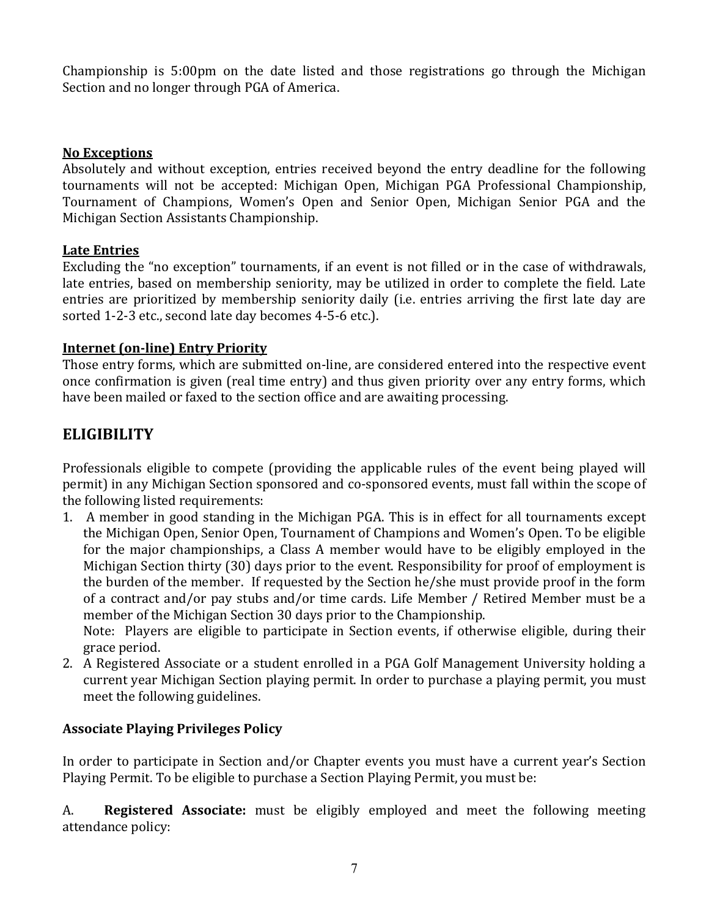Championship is 5:00pm on the date listed and those registrations go through the Michigan Section and no longer through PGA of America.

**No Exceptions**

Absolutely and without exception, entries received beyond the entry deadline for the following tournaments will not be accepted: Michigan Open, Michigan PGA Professional Championship, Tournament of Champions, Women's Open and Senior Open, Michigan Senior PGA and the Michigan Section Assistants Championship.

**Late Entries**

Excluding the "no exception" tournaments, if an event is not filled or in the case of withdrawals, late entries, based on membership seniority, may be utilized in order to complete the field. Late entries are prioritized by membership seniority daily (i.e. entries arriving the first late day are sorted 1-2-3 etc., second late day becomes 4-5-6 etc.).

**Internet (on-line) Entry Priority**

Those entry forms, which are submitted on-line, are considered entered into the respective event once confirmation is given (real time entry) and thus given priority over any entry forms, which have been mailed or faxed to the section office and are awaiting processing.

## ELIGIBILITY

Professionals eligible to compete (providing the applicable rules of the event being played will permit) in any Michigan Section sponsored and co-sponsored events, must fall within the scope of the following listed requirements:

1. A member in good standing in the Michigan PGA. This is in effect for all tournaments except the Michigan Open, Senior Open, Tournament of Champions and Women's Open. To be eligible for the major championships, a Class A member would have to be eligibly employed in the Michigan Section thirty (30) days prior to the event. Responsibility for proof of employment is the burden of the member. If requested by the Section he/she must provide proof in the form of a contract and/or pay stubs and/or time cards. Life Member / Retired Member must be a member of the Michigan Section 30 days prior to the Championship.
   Note: Players are eligible to participate in Section events, if otherwise eligible, during their grace period.
2. A Registered Associate or a student enrolled in a PGA Golf Management University holding a current year Michigan Section playing permit. In order to purchase a playing permit, you must meet the following guidelines.

**Associate Playing Privileges Policy**

In order to participate in Section and/or Chapter events you must have a current year's Section Playing Permit. To be eligible to purchase a Section Playing Permit, you must be:

A. **Registered Associate:** must be eligibly employed and meet the following meeting attendance policy: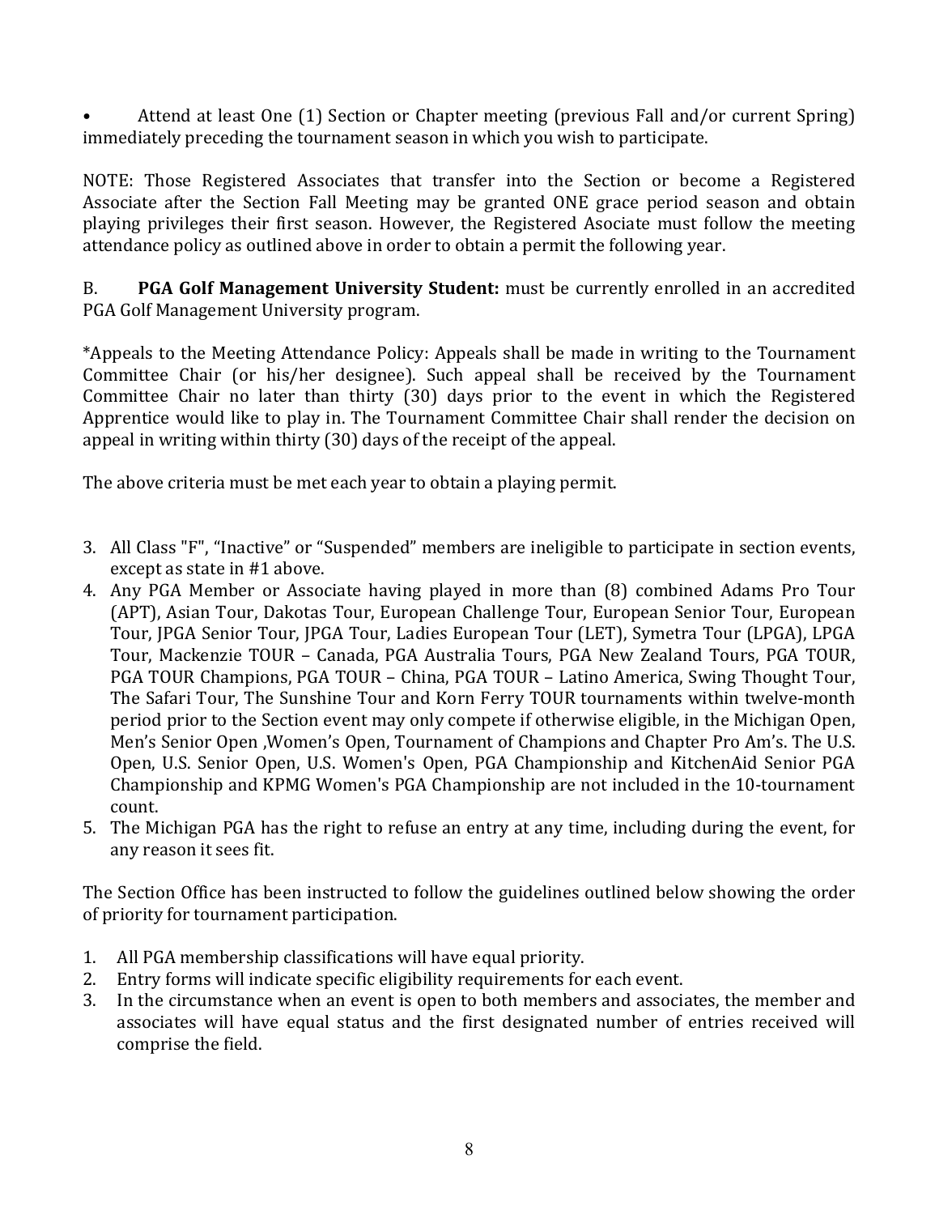- Attend at least One (1) Section or Chapter meeting (previous Fall and/or current Spring) immediately preceding the tournament season in which you wish to participate.

NOTE: Those Registered Associates that transfer into the Section or become a Registered Associate after the Section Fall Meeting may be granted ONE grace period season and obtain playing privileges their first season. However, the Registered Asociate must follow the meeting attendance policy as outlined above in order to obtain a permit the following year.

B. **PGA Golf Management University Student:** must be currently enrolled in an accredited PGA Golf Management University program.

*Appeals to the Meeting Attendance Policy: Appeals shall be made in writing to the Tournament Committee Chair (or his/her designee). Such appeal shall be received by the Tournament Committee Chair no later than thirty (30) days prior to the event in which the Registered Apprentice would like to play in. The Tournament Committee Chair shall render the decision on appeal in writing within thirty (30) days of the receipt of the appeal.

The above criteria must be met each year to obtain a playing permit.

3. All Class "F", "Inactive" or "Suspended" members are ineligible to participate in section events, except as state in #1 above.
4. Any PGA Member or Associate having played in more than (8) combined Adams Pro Tour (APT), Asian Tour, Dakotas Tour, European Challenge Tour, European Senior Tour, European Tour, JPGA Senior Tour, JPGA Tour, Ladies European Tour (LET), Symetra Tour (LPGA), LPGA Tour, Mackenzie TOUR – Canada, PGA Australia Tours, PGA New Zealand Tours, PGA TOUR, PGA TOUR Champions, PGA TOUR – China, PGA TOUR – Latino America, Swing Thought Tour, The Safari Tour, The Sunshine Tour and Korn Ferry TOUR tournaments within twelve-month period prior to the Section event may only compete if otherwise eligible, in the Michigan Open, Men's Senior Open ,Women's Open, Tournament of Champions and Chapter Pro Am's. The U.S. Open, U.S. Senior Open, U.S. Women's Open, PGA Championship and KitchenAid Senior PGA Championship and KPMG Women's PGA Championship are not included in the 10-tournament count.
5. The Michigan PGA has the right to refuse an entry at any time, including during the event, for any reason it sees fit.

The Section Office has been instructed to follow the guidelines outlined below showing the order of priority for tournament participation.

1. All PGA membership classifications will have equal priority.
2. Entry forms will indicate specific eligibility requirements for each event.
3. In the circumstance when an event is open to both members and associates, the member and associates will have equal status and the first designated number of entries received will comprise the field.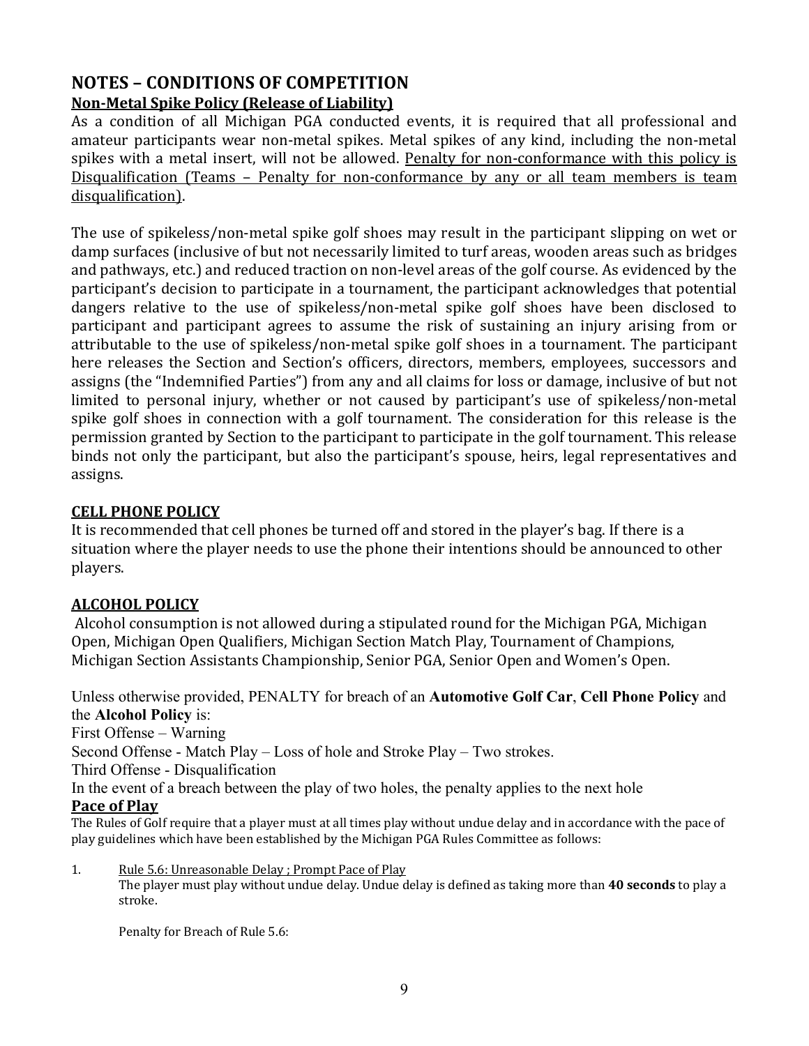## NOTES – CONDITIONS OF COMPETITION

### Non-Metal Spike Policy (Release of Liability)

As a condition of all Michigan PGA conducted events, it is required that all professional and amateur participants wear non-metal spikes. Metal spikes of any kind, including the non-metal spikes with a metal insert, will not be allowed. Penalty for non-conformance with this policy is Disqualification (Teams – Penalty for non-conformance by any or all team members is team disqualification).

The use of spikeless/non-metal spike golf shoes may result in the participant slipping on wet or damp surfaces (inclusive of but not necessarily limited to turf areas, wooden areas such as bridges and pathways, etc.) and reduced traction on non-level areas of the golf course. As evidenced by the participant's decision to participate in a tournament, the participant acknowledges that potential dangers relative to the use of spikeless/non-metal spike golf shoes have been disclosed to participant and participant agrees to assume the risk of sustaining an injury arising from or attributable to the use of spikeless/non-metal spike golf shoes in a tournament. The participant here releases the Section and Section's officers, directors, members, employees, successors and assigns (the "Indemnified Parties") from any and all claims for loss or damage, inclusive of but not limited to personal injury, whether or not caused by participant's use of spikeless/non-metal spike golf shoes in connection with a golf tournament. The consideration for this release is the permission granted by Section to the participant to participate in the golf tournament. This release binds not only the participant, but also the participant's spouse, heirs, legal representatives and assigns.

### CELL PHONE POLICY

It is recommended that cell phones be turned off and stored in the player's bag. If there is a situation where the player needs to use the phone their intentions should be announced to other players.

### ALCOHOL POLICY

Alcohol consumption is not allowed during a stipulated round for the Michigan PGA, Michigan Open, Michigan Open Qualifiers, Michigan Section Match Play, Tournament of Champions, Michigan Section Assistants Championship, Senior PGA, Senior Open and Women's Open.

Unless otherwise provided, PENALTY for breach of an **Automotive Golf Car**, **Cell Phone Policy** and the **Alcohol Policy** is:

First Offense – Warning

Second Offense - Match Play – Loss of hole and Stroke Play – Two strokes.

Third Offense - Disqualification

In the event of a breach between the play of two holes, the penalty applies to the next hole

### Pace of Play

The Rules of Golf require that a player must at all times play without undue delay and in accordance with the pace of play guidelines which have been established by the Michigan PGA Rules Committee as follows:

1. Rule 5.6: Unreasonable Delay ; Prompt Pace of Play

   The player must play without undue delay. Undue delay is defined as taking more than **40 seconds** to play a stroke.

   Penalty for Breach of Rule 5.6: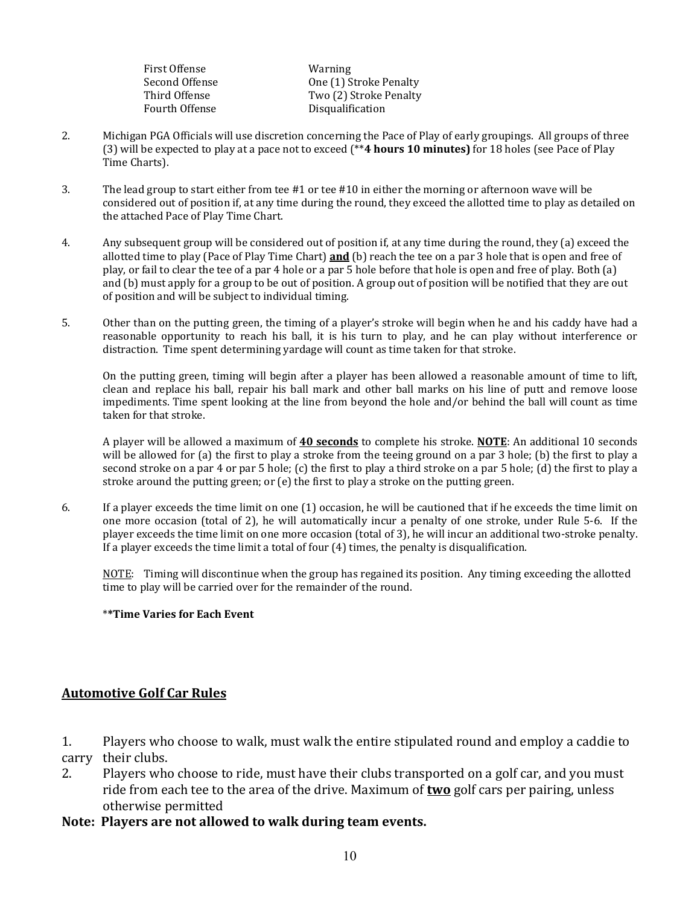| | |
|---|---|
| First Offense | Warning |
| Second Offense | One (1) Stroke Penalty |
| Third Offense | Two (2) Stroke Penalty |
| Fourth Offense | Disqualification |

2. Michigan PGA Officials will use discretion concerning the Pace of Play of early groupings. All groups of three (3) will be expected to play at a pace not to exceed (****4 hours 10 minutes)** for 18 holes (see Pace of Play Time Charts).

3. The lead group to start either from tee #1 or tee #10 in either the morning or afternoon wave will be considered out of position if, at any time during the round, they exceed the allotted time to play as detailed on the attached Pace of Play Time Chart.

4. Any subsequent group will be considered out of position if, at any time during the round, they (a) exceed the allotted time to play (Pace of Play Time Chart) **and** (b) reach the tee on a par 3 hole that is open and free of play, or fail to clear the tee of a par 4 hole or a par 5 hole before that hole is open and free of play. Both (a) and (b) must apply for a group to be out of position. A group out of position will be notified that they are out of position and will be subject to individual timing.

5. Other than on the putting green, the timing of a player's stroke will begin when he and his caddy have had a reasonable opportunity to reach his ball, it is his turn to play, and he can play without interference or distraction. Time spent determining yardage will count as time taken for that stroke.

   On the putting green, timing will begin after a player has been allowed a reasonable amount of time to lift, clean and replace his ball, repair his ball mark and other ball marks on his line of putt and remove loose impediments. Time spent looking at the line from beyond the hole and/or behind the ball will count as time taken for that stroke.

   A player will be allowed a maximum of **40 seconds** to complete his stroke. **NOTE**: An additional 10 seconds will be allowed for (a) the first to play a stroke from the teeing ground on a par 3 hole; (b) the first to play a second stroke on a par 4 or par 5 hole; (c) the first to play a third stroke on a par 5 hole; (d) the first to play a stroke around the putting green; or (e) the first to play a stroke on the putting green.

6. If a player exceeds the time limit on one (1) occasion, he will be cautioned that if he exceeds the time limit on one more occasion (total of 2), he will automatically incur a penalty of one stroke, under Rule 5-6. If the player exceeds the time limit on one more occasion (total of 3), he will incur an additional two-stroke penalty. If a player exceeds the time limit a total of four (4) times, the penalty is disqualification.

   NOTE: Timing will discontinue when the group has regained its position. Any timing exceeding the allotted time to play will be carried over for the remainder of the round.

   ****Time Varies for Each Event**

## Automotive Golf Car Rules

1. Players who choose to walk, must walk the entire stipulated round and employ a caddie to carry their clubs.
2. Players who choose to ride, must have their clubs transported on a golf car, and you must ride from each tee to the area of the drive. Maximum of **two** golf cars per pairing, unless otherwise permitted

**Note: Players are not allowed to walk during team events.**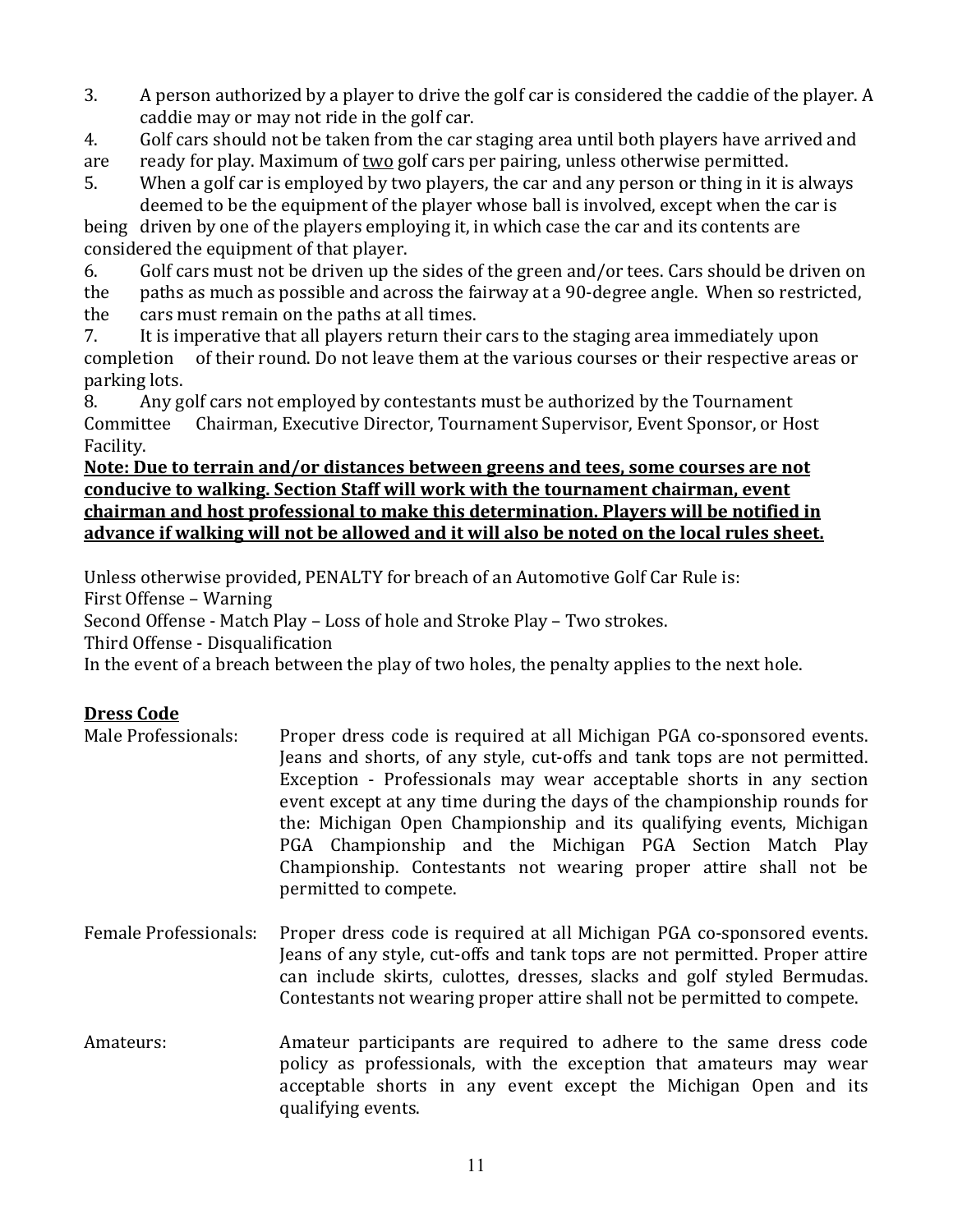3. A person authorized by a player to drive the golf car is considered the caddie of the player. A caddie may or may not ride in the golf car.
4. Golf cars should not be taken from the car staging area until both players have arrived and are ready for play. Maximum of <u>two</u> golf cars per pairing, unless otherwise permitted.
5. When a golf car is employed by two players, the car and any person or thing in it is always deemed to be the equipment of the player whose ball is involved, except when the car is being driven by one of the players employing it, in which case the car and its contents are considered the equipment of that player.
6. Golf cars must not be driven up the sides of the green and/or tees. Cars should be driven on the paths as much as possible and across the fairway at a 90-degree angle. When so restricted, the cars must remain on the paths at all times.
7. It is imperative that all players return their cars to the staging area immediately upon completion of their round. Do not leave them at the various courses or their respective areas or parking lots.
8. Any golf cars not employed by contestants must be authorized by the Tournament Committee Chairman, Executive Director, Tournament Supervisor, Event Sponsor, or Host Facility.

**<u>Note: Due to terrain and/or distances between greens and tees, some courses are not conducive to walking. Section Staff will work with the tournament chairman, event chairman and host professional to make this determination. Players will be notified in advance if walking will not be allowed and it will also be noted on the local rules sheet.</u>**

Unless otherwise provided, PENALTY for breach of an Automotive Golf Car Rule is:
First Offense – Warning
Second Offense - Match Play – Loss of hole and Stroke Play – Two strokes.
Third Offense - Disqualification
In the event of a breach between the play of two holes, the penalty applies to the next hole.

**<u>Dress Code</u>**

Male Professionals: Proper dress code is required at all Michigan PGA co-sponsored events. Jeans and shorts, of any style, cut-offs and tank tops are not permitted. Exception - Professionals may wear acceptable shorts in any section event except at any time during the days of the championship rounds for the: Michigan Open Championship and its qualifying events, Michigan PGA Championship and the Michigan PGA Section Match Play Championship. Contestants not wearing proper attire shall not be permitted to compete.

Female Professionals: Proper dress code is required at all Michigan PGA co-sponsored events. Jeans of any style, cut-offs and tank tops are not permitted. Proper attire can include skirts, culottes, dresses, slacks and golf styled Bermudas. Contestants not wearing proper attire shall not be permitted to compete.

Amateurs: Amateur participants are required to adhere to the same dress code policy as professionals, with the exception that amateurs may wear acceptable shorts in any event except the Michigan Open and its qualifying events.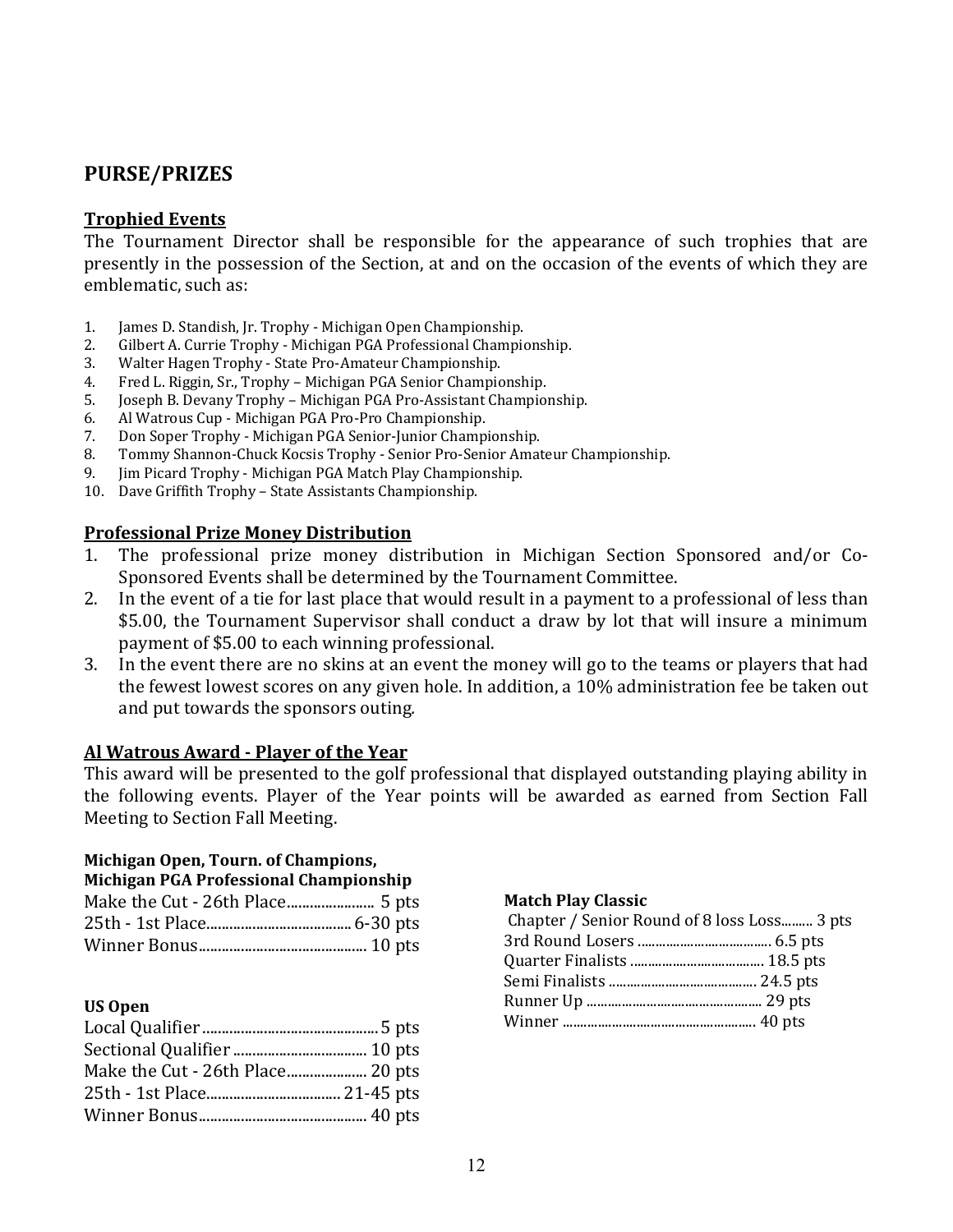## PURSE/PRIZES

### Trophied Events

The Tournament Director shall be responsible for the appearance of such trophies that are presently in the possession of the Section, at and on the occasion of the events of which they are emblematic, such as:

1. James D. Standish, Jr. Trophy - Michigan Open Championship.
2. Gilbert A. Currie Trophy - Michigan PGA Professional Championship.
3. Walter Hagen Trophy - State Pro-Amateur Championship.
4. Fred L. Riggin, Sr., Trophy – Michigan PGA Senior Championship.
5. Joseph B. Devany Trophy – Michigan PGA Pro-Assistant Championship.
6. Al Watrous Cup - Michigan PGA Pro-Pro Championship.
7. Don Soper Trophy - Michigan PGA Senior-Junior Championship.
8. Tommy Shannon-Chuck Kocsis Trophy - Senior Pro-Senior Amateur Championship.
9. Jim Picard Trophy - Michigan PGA Match Play Championship.
10. Dave Griffith Trophy – State Assistants Championship.

### Professional Prize Money Distribution

1. The professional prize money distribution in Michigan Section Sponsored and/or Co-Sponsored Events shall be determined by the Tournament Committee.
2. In the event of a tie for last place that would result in a payment to a professional of less than $5.00, the Tournament Supervisor shall conduct a draw by lot that will insure a minimum payment of $5.00 to each winning professional.
3. In the event there are no skins at an event the money will go to the teams or players that had the fewest lowest scores on any given hole. In addition, a 10% administration fee be taken out and put towards the sponsors outing.

### Al Watrous Award - Player of the Year

This award will be presented to the golf professional that displayed outstanding playing ability in the following events. Player of the Year points will be awarded as earned from Section Fall Meeting to Section Fall Meeting.

**Michigan Open, Tourn. of Champions, Michigan PGA Professional Championship**

Make the Cut - 26th Place....................... 5 pts
25th - 1st Place...................................... 6-30 pts
Winner Bonus............................................ 10 pts

**US Open**

Local Qualifier.............................................. 5 pts
Sectional Qualifier .................................. 10 pts
Make the Cut - 26th Place..................... 20 pts
25th - 1st Place.................................. 21-45 pts
Winner Bonus............................................ 40 pts

**Match Play Classic**

Chapter / Senior Round of 8 loss Loss......... 3 pts
3rd Round Losers ...................................... 6.5 pts
Quarter Finalists ...................................... 18.5 pts
Semi Finalists .......................................... 24.5 pts
Runner Up .................................................. 29 pts
Winner ....................................................... 40 pts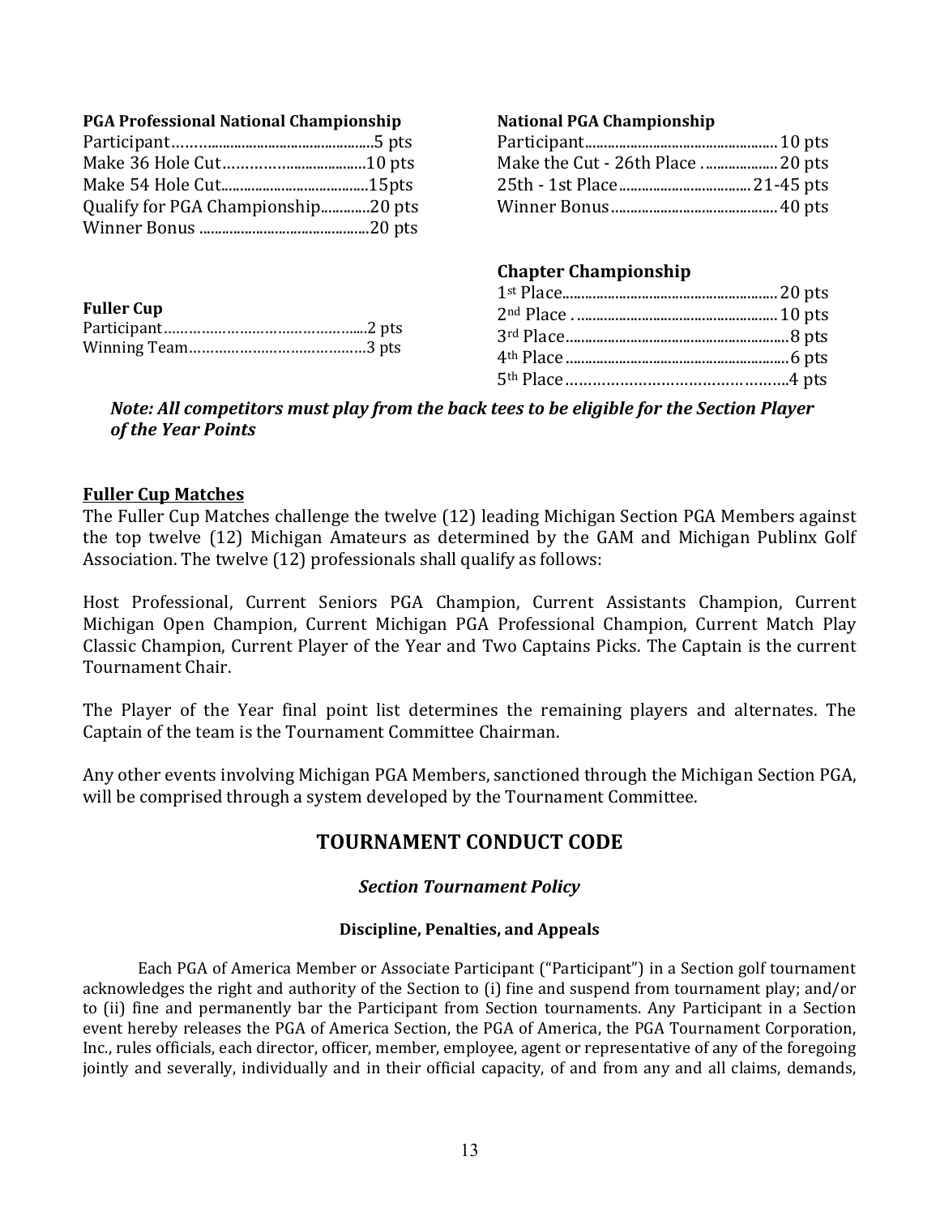**PGA Professional National Championship**

Participant……..........................................5 pts
Make 36 Hole Cut………….....................10 pts
Make 54 Hole Cut......................................15pts
Qualify for PGA Championship............20 pts
Winner Bonus ............................................20 pts

**National PGA Championship**

Participant.................................................10 pts
Make the Cut - 26th Place ....................20 pts
25th - 1st Place..................................21-45 pts
Winner Bonus............................................40 pts

**Chapter Championship**

1st Place........................................................20 pts
2nd Place . ....................................................10 pts
3rd Place..........................................................8 pts
4th Place..........................................................6 pts
5th Place…………………………………………..4 pts

**Fuller Cup**

Participant………………………………….....2 pts
Winning Team……………………………….…3 pts

***Note: All competitors must play from the back tees to be eligible for the Section Player of the Year Points***

**<u>Fuller Cup Matches</u>**

The Fuller Cup Matches challenge the twelve (12) leading Michigan Section PGA Members against the top twelve (12) Michigan Amateurs as determined by the GAM and Michigan Publinx Golf Association. The twelve (12) professionals shall qualify as follows:

Host Professional, Current Seniors PGA Champion, Current Assistants Champion, Current Michigan Open Champion, Current Michigan PGA Professional Champion, Current Match Play Classic Champion, Current Player of the Year and Two Captains Picks. The Captain is the current Tournament Chair.

The Player of the Year final point list determines the remaining players and alternates. The Captain of the team is the Tournament Committee Chairman.

Any other events involving Michigan PGA Members, sanctioned through the Michigan Section PGA, will be comprised through a system developed by the Tournament Committee.

## TOURNAMENT CONDUCT CODE

### *Section Tournament Policy*

#### Discipline, Penalties, and Appeals

Each PGA of America Member or Associate Participant ("Participant") in a Section golf tournament acknowledges the right and authority of the Section to (i) fine and suspend from tournament play; and/or to (ii) fine and permanently bar the Participant from Section tournaments. Any Participant in a Section event hereby releases the PGA of America Section, the PGA of America, the PGA Tournament Corporation, Inc., rules officials, each director, officer, member, employee, agent or representative of any of the foregoing jointly and severally, individually and in their official capacity, of and from any and all claims, demands,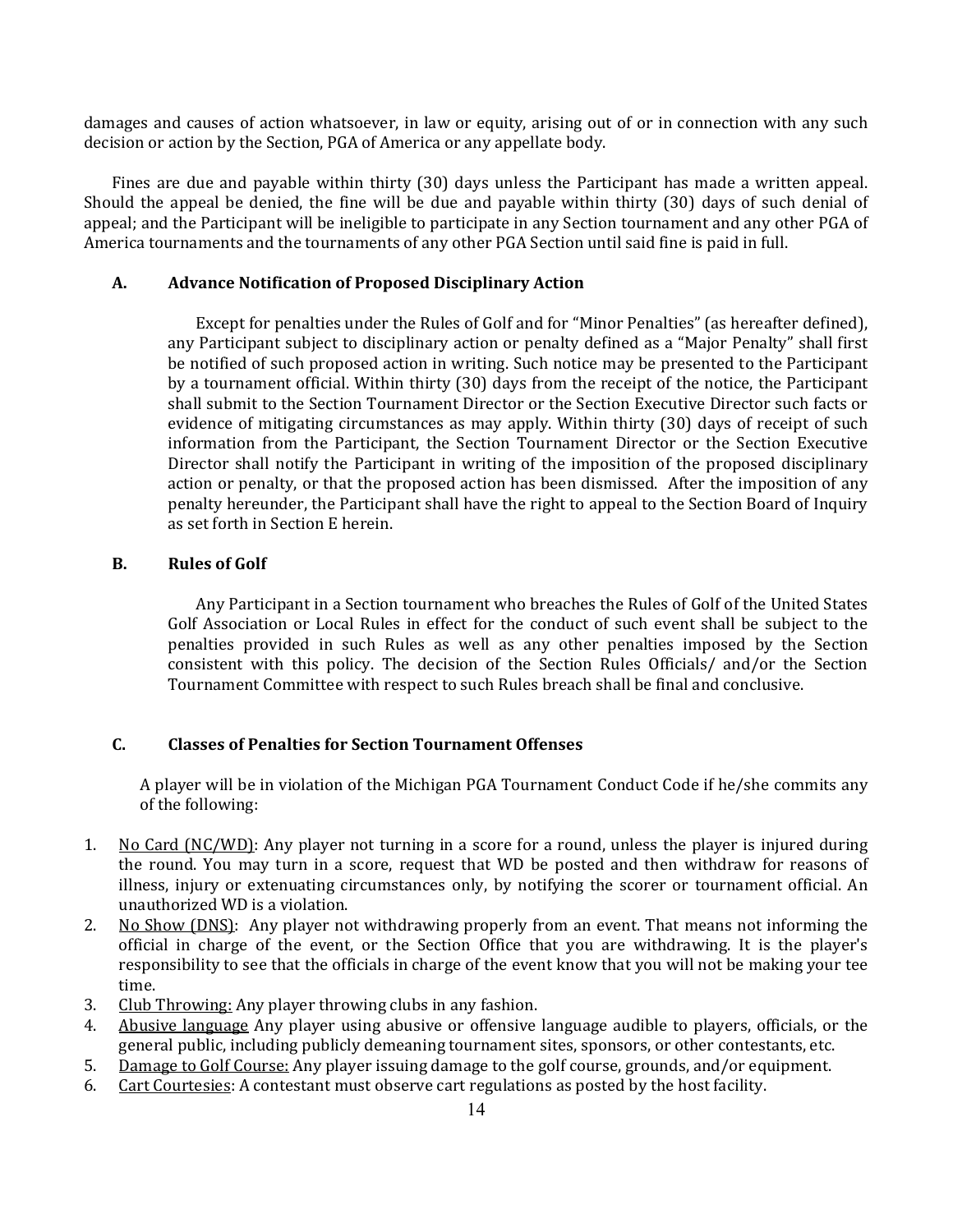damages and causes of action whatsoever, in law or equity, arising out of or in connection with any such decision or action by the Section, PGA of America or any appellate body.

Fines are due and payable within thirty (30) days unless the Participant has made a written appeal. Should the appeal be denied, the fine will be due and payable within thirty (30) days of such denial of appeal; and the Participant will be ineligible to participate in any Section tournament and any other PGA of America tournaments and the tournaments of any other PGA Section until said fine is paid in full.

### A. Advance Notification of Proposed Disciplinary Action

Except for penalties under the Rules of Golf and for "Minor Penalties" (as hereafter defined), any Participant subject to disciplinary action or penalty defined as a "Major Penalty" shall first be notified of such proposed action in writing. Such notice may be presented to the Participant by a tournament official. Within thirty (30) days from the receipt of the notice, the Participant shall submit to the Section Tournament Director or the Section Executive Director such facts or evidence of mitigating circumstances as may apply. Within thirty (30) days of receipt of such information from the Participant, the Section Tournament Director or the Section Executive Director shall notify the Participant in writing of the imposition of the proposed disciplinary action or penalty, or that the proposed action has been dismissed. After the imposition of any penalty hereunder, the Participant shall have the right to appeal to the Section Board of Inquiry as set forth in Section E herein.

### B. Rules of Golf

Any Participant in a Section tournament who breaches the Rules of Golf of the United States Golf Association or Local Rules in effect for the conduct of such event shall be subject to the penalties provided in such Rules as well as any other penalties imposed by the Section consistent with this policy. The decision of the Section Rules Officials/ and/or the Section Tournament Committee with respect to such Rules breach shall be final and conclusive.

### C. Classes of Penalties for Section Tournament Offenses

A player will be in violation of the Michigan PGA Tournament Conduct Code if he/she commits any of the following:

1. No Card (NC/WD): Any player not turning in a score for a round, unless the player is injured during the round. You may turn in a score, request that WD be posted and then withdraw for reasons of illness, injury or extenuating circumstances only, by notifying the scorer or tournament official. An unauthorized WD is a violation.
2. No Show (DNS): Any player not withdrawing properly from an event. That means not informing the official in charge of the event, or the Section Office that you are withdrawing. It is the player's responsibility to see that the officials in charge of the event know that you will not be making your tee time.
3. Club Throwing: Any player throwing clubs in any fashion.
4. Abusive language Any player using abusive or offensive language audible to players, officials, or the general public, including publicly demeaning tournament sites, sponsors, or other contestants, etc.
5. Damage to Golf Course: Any player issuing damage to the golf course, grounds, and/or equipment.
6. Cart Courtesies: A contestant must observe cart regulations as posted by the host facility.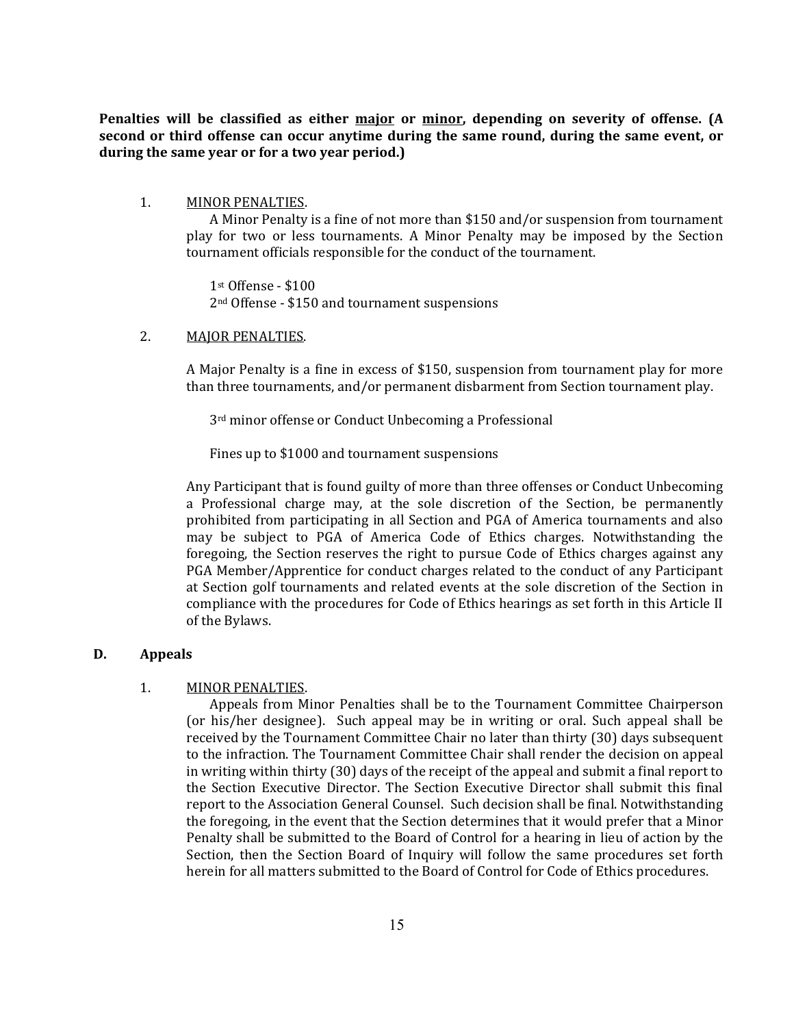**Penalties will be classified as either <u>major</u> or <u>minor</u>, depending on severity of offense. (A second or third offense can occur anytime during the same round, during the same event, or during the same year or for a two year period.)**

1. <u>MINOR PENALTIES</u>.

   A Minor Penalty is a fine of not more than $150 and/or suspension from tournament play for two or less tournaments. A Minor Penalty may be imposed by the Section tournament officials responsible for the conduct of the tournament.

   1st Offense - $100
   2nd Offense - $150 and tournament suspensions

2. <u>MAJOR PENALTIES</u>.

   A Major Penalty is a fine in excess of $150, suspension from tournament play for more than three tournaments, and/or permanent disbarment from Section tournament play.

   3rd minor offense or Conduct Unbecoming a Professional

   Fines up to $1000 and tournament suspensions

   Any Participant that is found guilty of more than three offenses or Conduct Unbecoming a Professional charge may, at the sole discretion of the Section, be permanently prohibited from participating in all Section and PGA of America tournaments and also may be subject to PGA of America Code of Ethics charges. Notwithstanding the foregoing, the Section reserves the right to pursue Code of Ethics charges against any PGA Member/Apprentice for conduct charges related to the conduct of any Participant at Section golf tournaments and related events at the sole discretion of the Section in compliance with the procedures for Code of Ethics hearings as set forth in this Article II of the Bylaws.

### D. Appeals

1. <u>MINOR PENALTIES</u>.

   Appeals from Minor Penalties shall be to the Tournament Committee Chairperson (or his/her designee). Such appeal may be in writing or oral. Such appeal shall be received by the Tournament Committee Chair no later than thirty (30) days subsequent to the infraction. The Tournament Committee Chair shall render the decision on appeal in writing within thirty (30) days of the receipt of the appeal and submit a final report to the Section Executive Director. The Section Executive Director shall submit this final report to the Association General Counsel. Such decision shall be final. Notwithstanding the foregoing, in the event that the Section determines that it would prefer that a Minor Penalty shall be submitted to the Board of Control for a hearing in lieu of action by the Section, then the Section Board of Inquiry will follow the same procedures set forth herein for all matters submitted to the Board of Control for Code of Ethics procedures.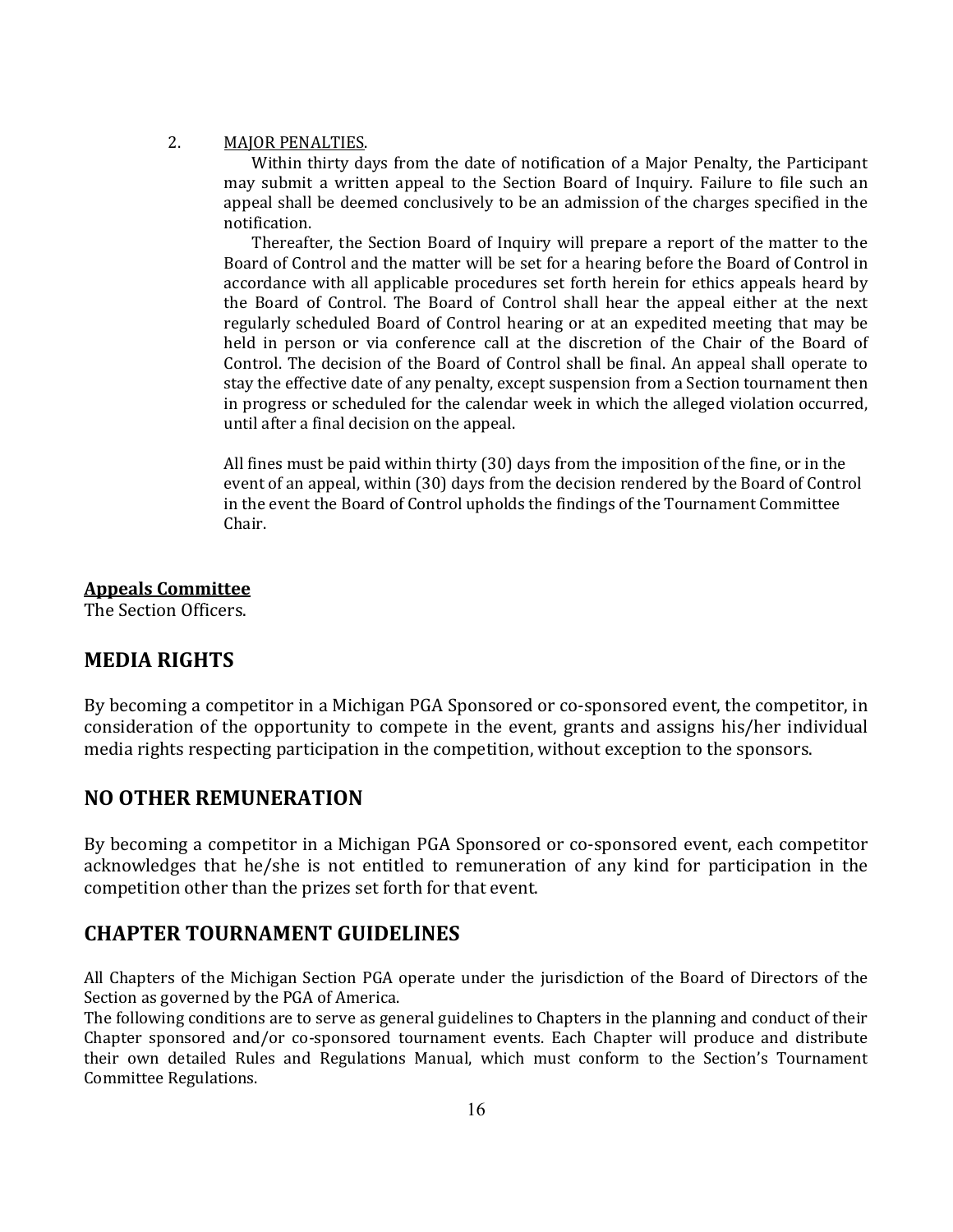2. <u>MAJOR PENALTIES</u>.

Within thirty days from the date of notification of a Major Penalty, the Participant may submit a written appeal to the Section Board of Inquiry. Failure to file such an appeal shall be deemed conclusively to be an admission of the charges specified in the notification.

Thereafter, the Section Board of Inquiry will prepare a report of the matter to the Board of Control and the matter will be set for a hearing before the Board of Control in accordance with all applicable procedures set forth herein for ethics appeals heard by the Board of Control. The Board of Control shall hear the appeal either at the next regularly scheduled Board of Control hearing or at an expedited meeting that may be held in person or via conference call at the discretion of the Chair of the Board of Control. The decision of the Board of Control shall be final. An appeal shall operate to stay the effective date of any penalty, except suspension from a Section tournament then in progress or scheduled for the calendar week in which the alleged violation occurred, until after a final decision on the appeal.

All fines must be paid within thirty (30) days from the imposition of the fine, or in the event of an appeal, within (30) days from the decision rendered by the Board of Control in the event the Board of Control upholds the findings of the Tournament Committee Chair.

**<u>Appeals Committee</u>**

The Section Officers.

## MEDIA RIGHTS

By becoming a competitor in a Michigan PGA Sponsored or co-sponsored event, the competitor, in consideration of the opportunity to compete in the event, grants and assigns his/her individual media rights respecting participation in the competition, without exception to the sponsors.

## NO OTHER REMUNERATION

By becoming a competitor in a Michigan PGA Sponsored or co-sponsored event, each competitor acknowledges that he/she is not entitled to remuneration of any kind for participation in the competition other than the prizes set forth for that event.

## CHAPTER TOURNAMENT GUIDELINES

All Chapters of the Michigan Section PGA operate under the jurisdiction of the Board of Directors of the Section as governed by the PGA of America.

The following conditions are to serve as general guidelines to Chapters in the planning and conduct of their Chapter sponsored and/or co-sponsored tournament events. Each Chapter will produce and distribute their own detailed Rules and Regulations Manual, which must conform to the Section's Tournament Committee Regulations.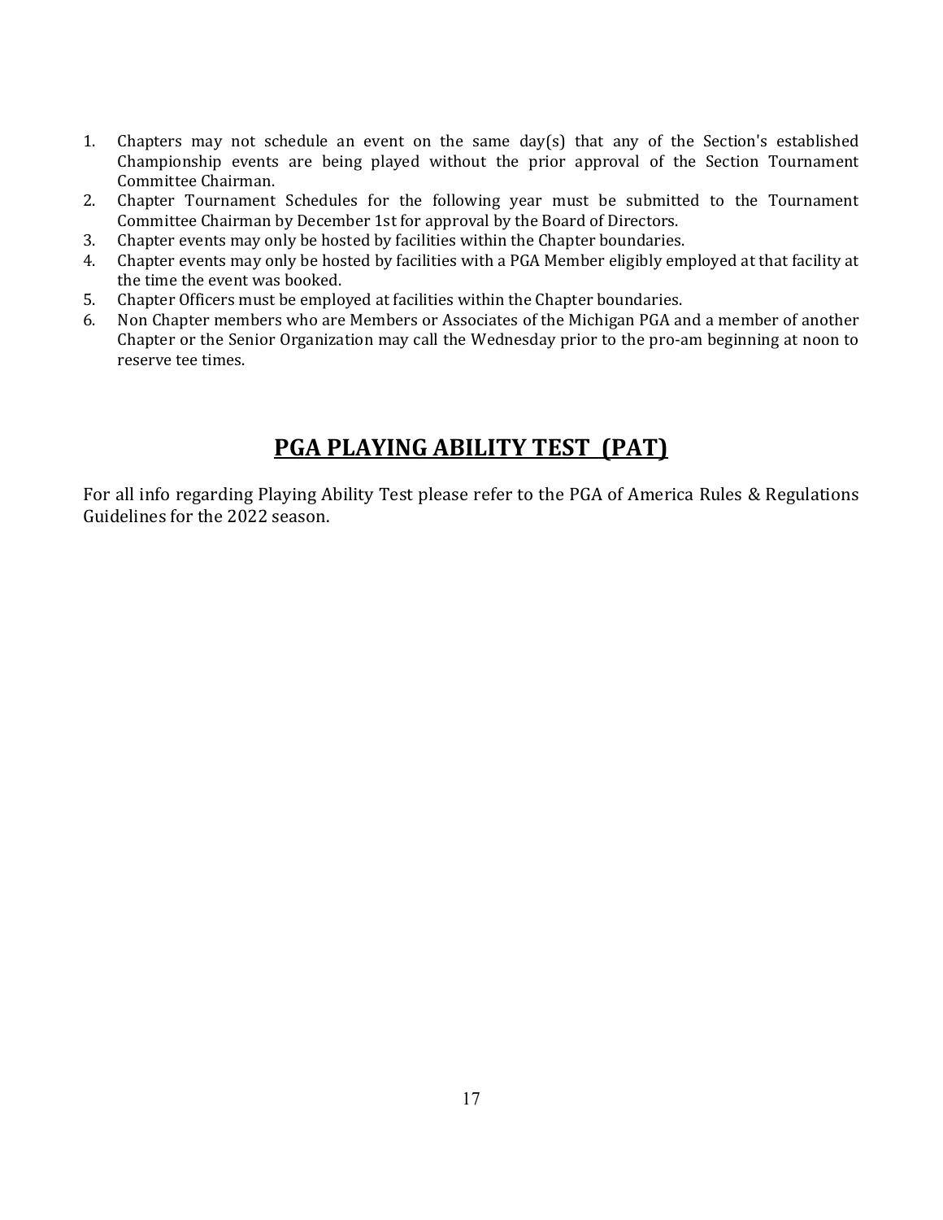1. Chapters may not schedule an event on the same day(s) that any of the Section's established Championship events are being played without the prior approval of the Section Tournament Committee Chairman.
2. Chapter Tournament Schedules for the following year must be submitted to the Tournament Committee Chairman by December 1st for approval by the Board of Directors.
3. Chapter events may only be hosted by facilities within the Chapter boundaries.
4. Chapter events may only be hosted by facilities with a PGA Member eligibly employed at that facility at the time the event was booked.
5. Chapter Officers must be employed at facilities within the Chapter boundaries.
6. Non Chapter members who are Members or Associates of the Michigan PGA and a member of another Chapter or the Senior Organization may call the Wednesday prior to the pro-am beginning at noon to reserve tee times.

## PGA PLAYING ABILITY TEST (PAT)

For all info regarding Playing Ability Test please refer to the PGA of America Rules & Regulations Guidelines for the 2022 season.